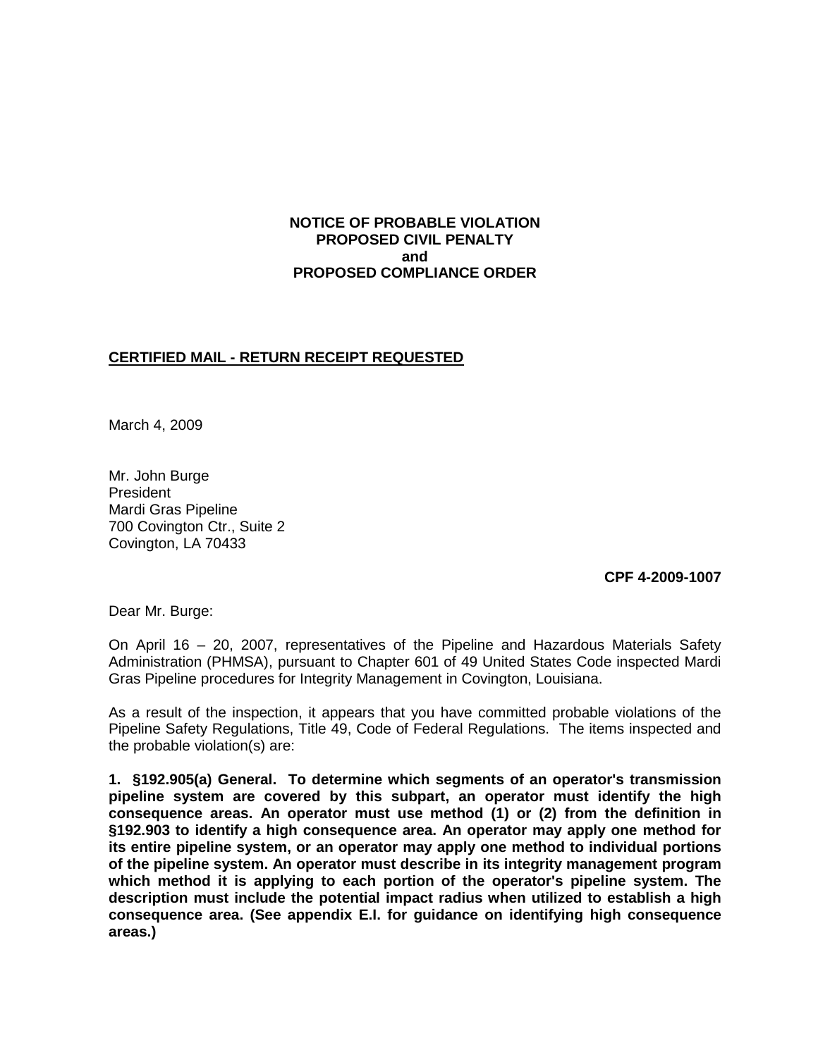**NOTICE OF PROBABLE VIOLATION**
**PROPOSED CIVIL PENALTY**
**and**
**PROPOSED COMPLIANCE ORDER**

**CERTIFIED MAIL - RETURN RECEIPT REQUESTED**

March 4, 2009

Mr. John Burge
President
Mardi Gras Pipeline
700 Covington Ctr., Suite 2
Covington, LA 70433

**CPF 4-2009-1007**

Dear Mr. Burge:

On April 16 – 20, 2007, representatives of the Pipeline and Hazardous Materials Safety Administration (PHMSA), pursuant to Chapter 601 of 49 United States Code inspected Mardi Gras Pipeline procedures for Integrity Management in Covington, Louisiana.

As a result of the inspection, it appears that you have committed probable violations of the Pipeline Safety Regulations, Title 49, Code of Federal Regulations. The items inspected and the probable violation(s) are:

**1. §192.905(a) General. To determine which segments of an operator's transmission pipeline system are covered by this subpart, an operator must identify the high consequence areas. An operator must use method (1) or (2) from the definition in §192.903 to identify a high consequence area. An operator may apply one method for its entire pipeline system, or an operator may apply one method to individual portions of the pipeline system. An operator must describe in its integrity management program which method it is applying to each portion of the operator's pipeline system. The description must include the potential impact radius when utilized to establish a high consequence area. (See appendix E.I. for guidance on identifying high consequence areas.)**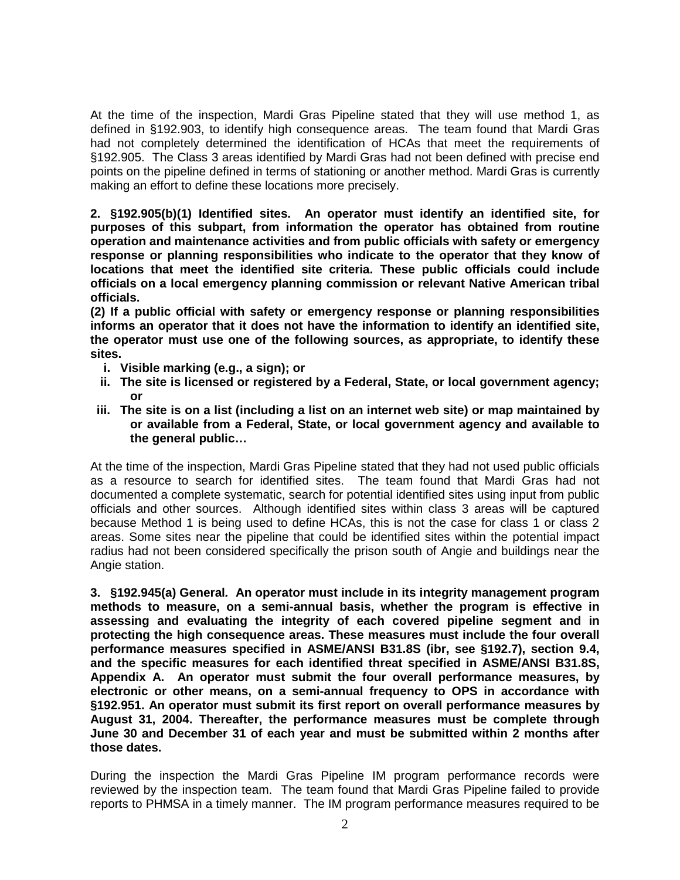At the time of the inspection, Mardi Gras Pipeline stated that they will use method 1, as defined in §192.903, to identify high consequence areas. The team found that Mardi Gras had not completely determined the identification of HCAs that meet the requirements of §192.905. The Class 3 areas identified by Mardi Gras had not been defined with precise end points on the pipeline defined in terms of stationing or another method. Mardi Gras is currently making an effort to define these locations more precisely.

**2. §192.905(b)(1) Identified sites. An operator must identify an identified site, for purposes of this subpart, from information the operator has obtained from routine operation and maintenance activities and from public officials with safety or emergency response or planning responsibilities who indicate to the operator that they know of locations that meet the identified site criteria. These public officials could include officials on a local emergency planning commission or relevant Native American tribal officials.**

**(2) If a public official with safety or emergency response or planning responsibilities informs an operator that it does not have the information to identify an identified site, the operator must use one of the following sources, as appropriate, to identify these sites.**

- **i. Visible marking (e.g., a sign); or**
- **ii. The site is licensed or registered by a Federal, State, or local government agency; or**
- **iii. The site is on a list (including a list on an internet web site) or map maintained by or available from a Federal, State, or local government agency and available to the general public…**

At the time of the inspection, Mardi Gras Pipeline stated that they had not used public officials as a resource to search for identified sites. The team found that Mardi Gras had not documented a complete systematic, search for potential identified sites using input from public officials and other sources. Although identified sites within class 3 areas will be captured because Method 1 is being used to define HCAs, this is not the case for class 1 or class 2 areas. Some sites near the pipeline that could be identified sites within the potential impact radius had not been considered specifically the prison south of Angie and buildings near the Angie station.

**3. §192.945(a) General*.* An operator must include in its integrity management program methods to measure, on a semi-annual basis, whether the program is effective in assessing and evaluating the integrity of each covered pipeline segment and in protecting the high consequence areas. These measures must include the four overall performance measures specified in ASME/ANSI B31.8S (ibr, see §192.7), section 9.4, and the specific measures for each identified threat specified in ASME/ANSI B31.8S, Appendix A. An operator must submit the four overall performance measures, by electronic or other means, on a semi-annual frequency to OPS in accordance with §192.951. An operator must submit its first report on overall performance measures by August 31, 2004. Thereafter, the performance measures must be complete through June 30 and December 31 of each year and must be submitted within 2 months after those dates.**

During the inspection the Mardi Gras Pipeline IM program performance records were reviewed by the inspection team. The team found that Mardi Gras Pipeline failed to provide reports to PHMSA in a timely manner. The IM program performance measures required to be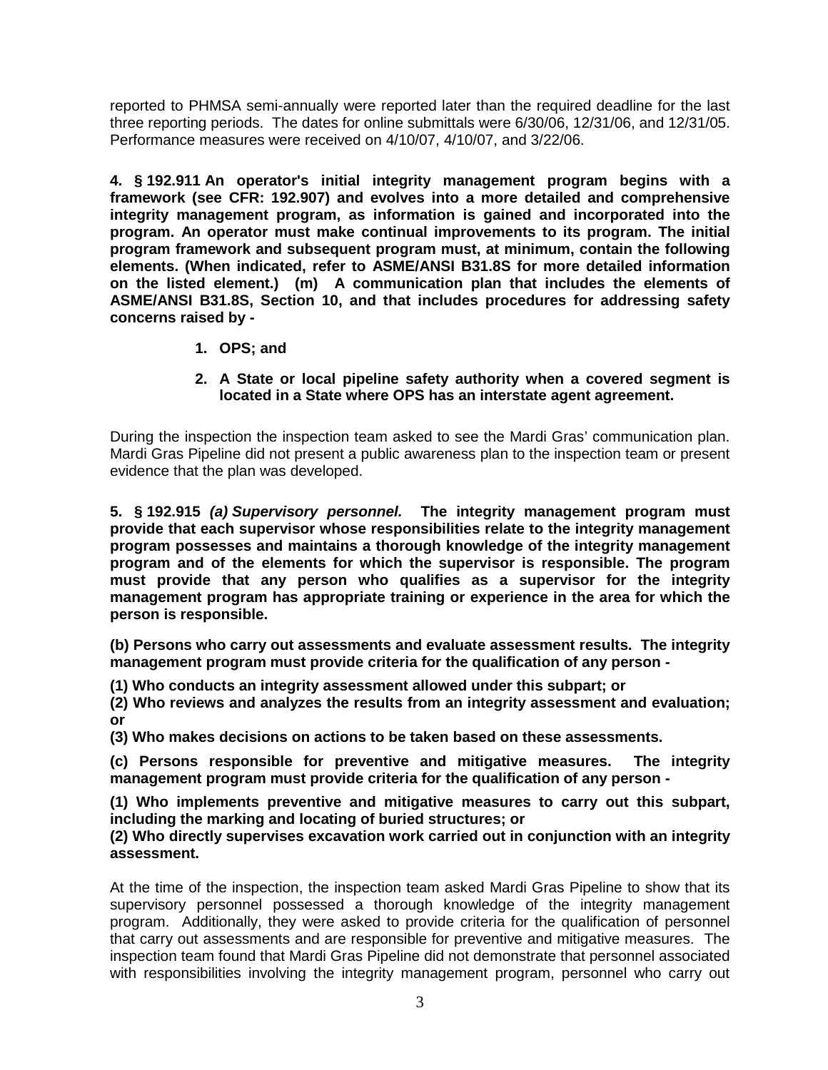reported to PHMSA semi-annually were reported later than the required deadline for the last three reporting periods. The dates for online submittals were 6/30/06, 12/31/06, and 12/31/05. Performance measures were received on 4/10/07, 4/10/07, and 3/22/06.

**4. § 192.911 An operator's initial integrity management program begins with a framework (see CFR: 192.907) and evolves into a more detailed and comprehensive integrity management program, as information is gained and incorporated into the program. An operator must make continual improvements to its program. The initial program framework and subsequent program must, at minimum, contain the following elements. (When indicated, refer to ASME/ANSI B31.8S for more detailed information on the listed element.) (m) A communication plan that includes the elements of ASME/ANSI B31.8S, Section 10, and that includes procedures for addressing safety concerns raised by -**

1. **OPS; and**
2. **A State or local pipeline safety authority when a covered segment is located in a State where OPS has an interstate agent agreement.**

During the inspection the inspection team asked to see the Mardi Gras' communication plan. Mardi Gras Pipeline did not present a public awareness plan to the inspection team or present evidence that the plan was developed.

**5. § 192.915 *(a) Supervisory personnel.* The integrity management program must provide that each supervisor whose responsibilities relate to the integrity management program possesses and maintains a thorough knowledge of the integrity management program and of the elements for which the supervisor is responsible. The program must provide that any person who qualifies as a supervisor for the integrity management program has appropriate training or experience in the area for which the person is responsible.**

**(b) Persons who carry out assessments and evaluate assessment results. The integrity management program must provide criteria for the qualification of any person -**

**(1) Who conducts an integrity assessment allowed under this subpart; or**
**(2) Who reviews and analyzes the results from an integrity assessment and evaluation; or**
**(3) Who makes decisions on actions to be taken based on these assessments.**

**(c) Persons responsible for preventive and mitigative measures. The integrity management program must provide criteria for the qualification of any person -**

**(1) Who implements preventive and mitigative measures to carry out this subpart, including the marking and locating of buried structures; or**
**(2) Who directly supervises excavation work carried out in conjunction with an integrity assessment.**

At the time of the inspection, the inspection team asked Mardi Gras Pipeline to show that its supervisory personnel possessed a thorough knowledge of the integrity management program. Additionally, they were asked to provide criteria for the qualification of personnel that carry out assessments and are responsible for preventive and mitigative measures. The inspection team found that Mardi Gras Pipeline did not demonstrate that personnel associated with responsibilities involving the integrity management program, personnel who carry out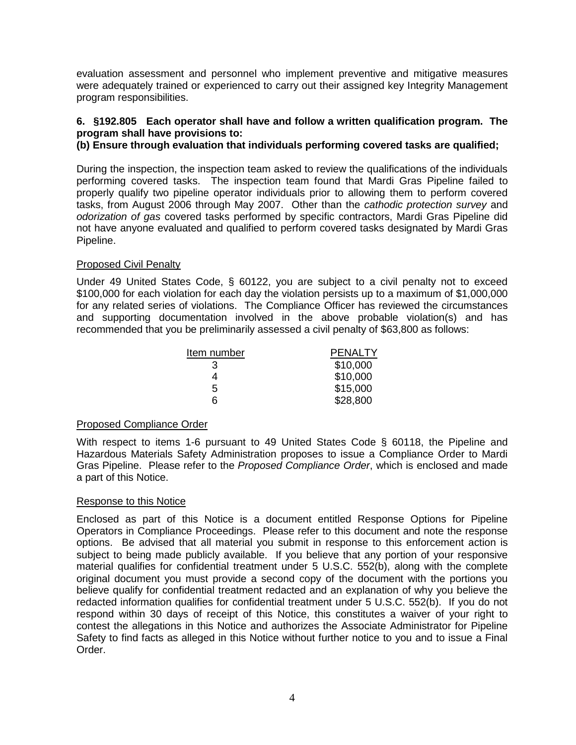evaluation assessment and personnel who implement preventive and mitigative measures were adequately trained or experienced to carry out their assigned key Integrity Management program responsibilities.

**6. §192.805 Each operator shall have and follow a written qualification program. The program shall have provisions to:**
**(b) Ensure through evaluation that individuals performing covered tasks are qualified;**

During the inspection, the inspection team asked to review the qualifications of the individuals performing covered tasks. The inspection team found that Mardi Gras Pipeline failed to properly qualify two pipeline operator individuals prior to allowing them to perform covered tasks, from August 2006 through May 2007. Other than the *cathodic protection survey* and *odorization of gas* covered tasks performed by specific contractors, Mardi Gras Pipeline did not have anyone evaluated and qualified to perform covered tasks designated by Mardi Gras Pipeline.

Proposed Civil Penalty

Under 49 United States Code, § 60122, you are subject to a civil penalty not to exceed $100,000 for each violation for each day the violation persists up to a maximum of $1,000,000 for any related series of violations. The Compliance Officer has reviewed the circumstances and supporting documentation involved in the above probable violation(s) and has recommended that you be preliminarily assessed a civil penalty of $63,800 as follows:

| Item number | PENALTY |
|---|---|
| 3 | $10,000 |
| 4 | $10,000 |
| 5 | $15,000 |
| 6 | $28,800 |

Proposed Compliance Order

With respect to items 1-6 pursuant to 49 United States Code § 60118, the Pipeline and Hazardous Materials Safety Administration proposes to issue a Compliance Order to Mardi Gras Pipeline. Please refer to the *Proposed Compliance Order*, which is enclosed and made a part of this Notice.

Response to this Notice

Enclosed as part of this Notice is a document entitled Response Options for Pipeline Operators in Compliance Proceedings. Please refer to this document and note the response options. Be advised that all material you submit in response to this enforcement action is subject to being made publicly available. If you believe that any portion of your responsive material qualifies for confidential treatment under 5 U.S.C. 552(b), along with the complete original document you must provide a second copy of the document with the portions you believe qualify for confidential treatment redacted and an explanation of why you believe the redacted information qualifies for confidential treatment under 5 U.S.C. 552(b). If you do not respond within 30 days of receipt of this Notice, this constitutes a waiver of your right to contest the allegations in this Notice and authorizes the Associate Administrator for Pipeline Safety to find facts as alleged in this Notice without further notice to you and to issue a Final Order.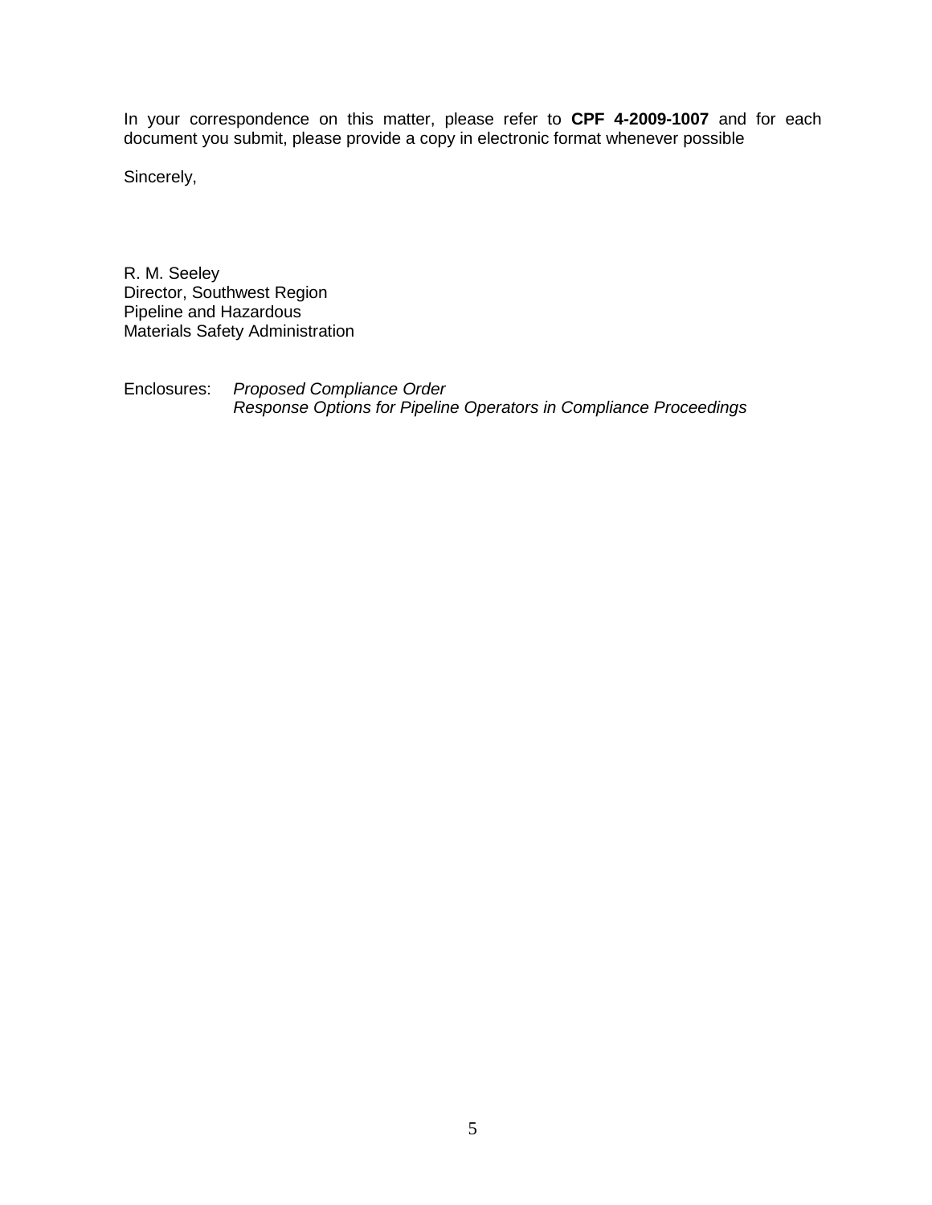In your correspondence on this matter, please refer to **CPF 4-2009-1007** and for each document you submit, please provide a copy in electronic format whenever possible

Sincerely,

R. M. Seeley
Director, Southwest Region
Pipeline and Hazardous
Materials Safety Administration

Enclosures: *Proposed Compliance Order*
*Response Options for Pipeline Operators in Compliance Proceedings*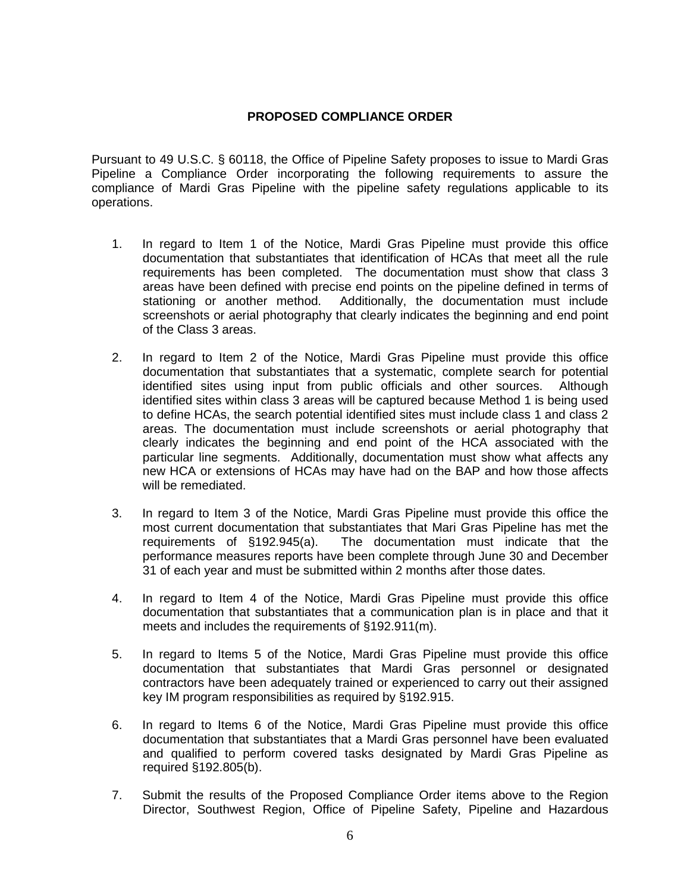**PROPOSED COMPLIANCE ORDER**

Pursuant to 49 U.S.C. § 60118, the Office of Pipeline Safety proposes to issue to Mardi Gras Pipeline a Compliance Order incorporating the following requirements to assure the compliance of Mardi Gras Pipeline with the pipeline safety regulations applicable to its operations.

1. In regard to Item 1 of the Notice, Mardi Gras Pipeline must provide this office documentation that substantiates that identification of HCAs that meet all the rule requirements has been completed. The documentation must show that class 3 areas have been defined with precise end points on the pipeline defined in terms of stationing or another method. Additionally, the documentation must include screenshots or aerial photography that clearly indicates the beginning and end point of the Class 3 areas.

2. In regard to Item 2 of the Notice, Mardi Gras Pipeline must provide this office documentation that substantiates that a systematic, complete search for potential identified sites using input from public officials and other sources. Although identified sites within class 3 areas will be captured because Method 1 is being used to define HCAs, the search potential identified sites must include class 1 and class 2 areas. The documentation must include screenshots or aerial photography that clearly indicates the beginning and end point of the HCA associated with the particular line segments. Additionally, documentation must show what affects any new HCA or extensions of HCAs may have had on the BAP and how those affects will be remediated.

3. In regard to Item 3 of the Notice, Mardi Gras Pipeline must provide this office the most current documentation that substantiates that Mari Gras Pipeline has met the requirements of §192.945(a). The documentation must indicate that the performance measures reports have been complete through June 30 and December 31 of each year and must be submitted within 2 months after those dates.

4. In regard to Item 4 of the Notice, Mardi Gras Pipeline must provide this office documentation that substantiates that a communication plan is in place and that it meets and includes the requirements of §192.911(m).

5. In regard to Items 5 of the Notice, Mardi Gras Pipeline must provide this office documentation that substantiates that Mardi Gras personnel or designated contractors have been adequately trained or experienced to carry out their assigned key IM program responsibilities as required by §192.915.

6. In regard to Items 6 of the Notice, Mardi Gras Pipeline must provide this office documentation that substantiates that a Mardi Gras personnel have been evaluated and qualified to perform covered tasks designated by Mardi Gras Pipeline as required §192.805(b).

7. Submit the results of the Proposed Compliance Order items above to the Region Director, Southwest Region, Office of Pipeline Safety, Pipeline and Hazardous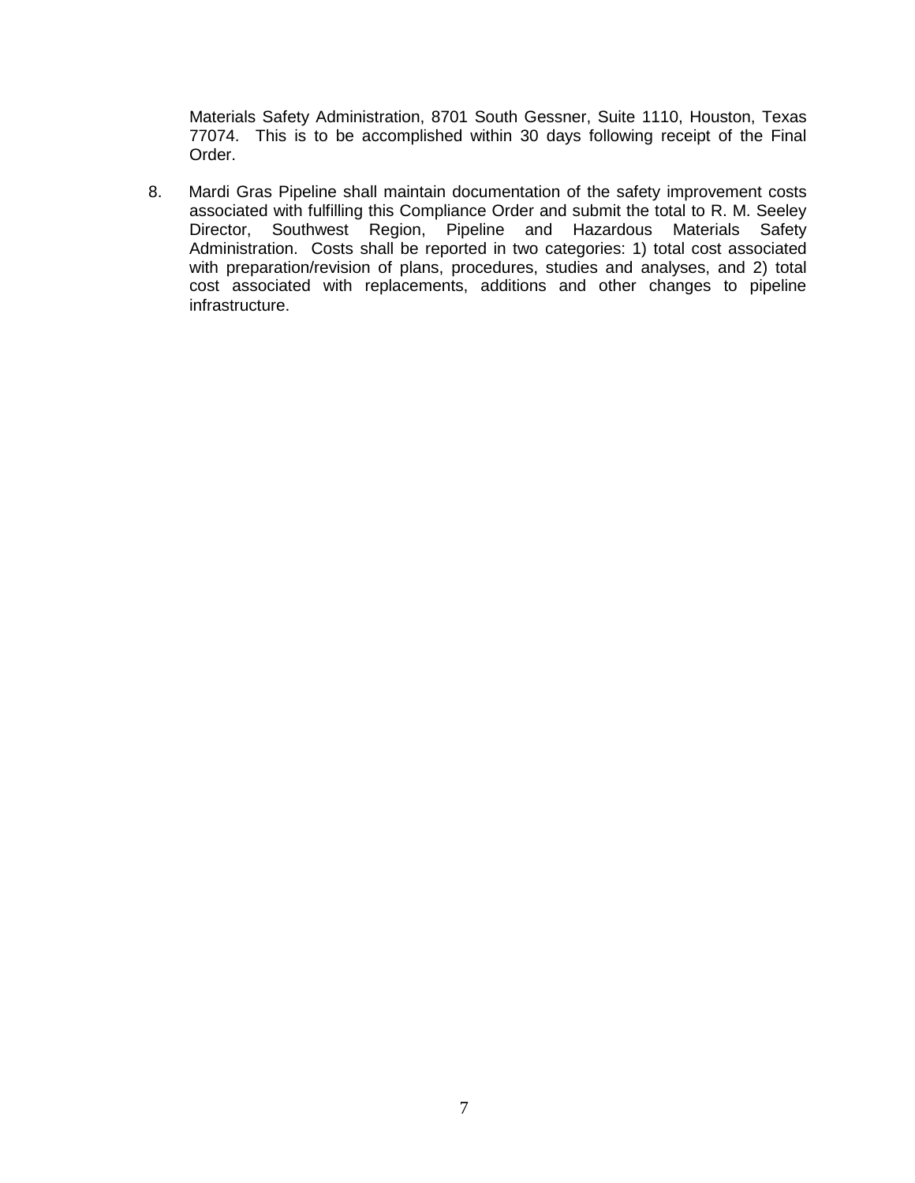Materials Safety Administration, 8701 South Gessner, Suite 1110, Houston, Texas 77074. This is to be accomplished within 30 days following receipt of the Final Order.

8. Mardi Gras Pipeline shall maintain documentation of the safety improvement costs associated with fulfilling this Compliance Order and submit the total to R. M. Seeley Director, Southwest Region, Pipeline and Hazardous Materials Safety Administration. Costs shall be reported in two categories: 1) total cost associated with preparation/revision of plans, procedures, studies and analyses, and 2) total cost associated with replacements, additions and other changes to pipeline infrastructure.